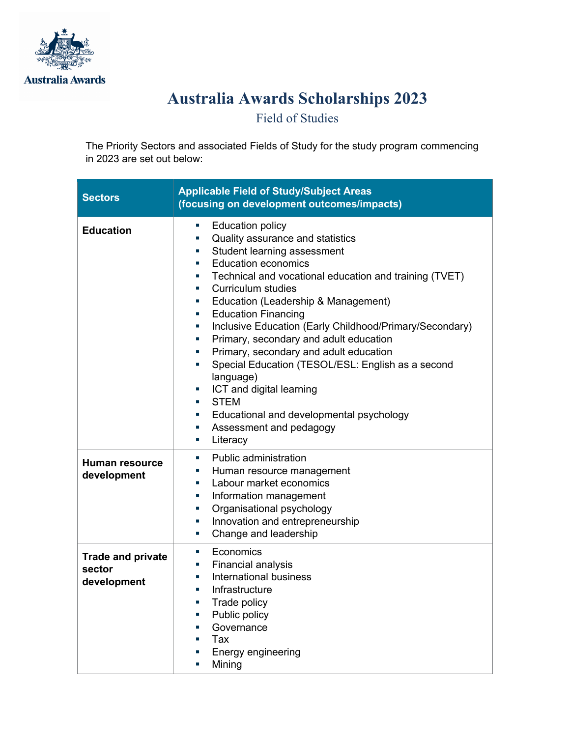Australia Awards

# Australia Awards Scholarships 2023

## Field of Studies

The Priority Sectors and associated Fields of Study for the study program commencing in 2023 are set out below:

| Sectors | Applicable Field of Study/Subject Areas (focusing on development outcomes/impacts) |
|---|---|
| **Education** | ▪ Education policy<br>▪ Quality assurance and statistics<br>▪ Student learning assessment<br>▪ Education economics<br>▪ Technical and vocational education and training (TVET)<br>▪ Curriculum studies<br>▪ Education (Leadership & Management)<br>▪ Education Financing<br>▪ Inclusive Education (Early Childhood/Primary/Secondary)<br>▪ Primary, secondary and adult education<br>▪ Primary, secondary and adult education<br>▪ Special Education (TESOL/ESL: English as a second language)<br>▪ ICT and digital learning<br>▪ STEM<br>▪ Educational and developmental psychology<br>▪ Assessment and pedagogy<br>▪ Literacy |
| **Human resource development** | ▪ Public administration<br>▪ Human resource management<br>▪ Labour market economics<br>▪ Information management<br>▪ Organisational psychology<br>▪ Innovation and entrepreneurship<br>▪ Change and leadership |
| **Trade and private sector development** | ▪ Economics<br>▪ Financial analysis<br>▪ International business<br>▪ Infrastructure<br>▪ Trade policy<br>▪ Public policy<br>▪ Governance<br>▪ Tax<br>▪ Energy engineering<br>▪ Mining |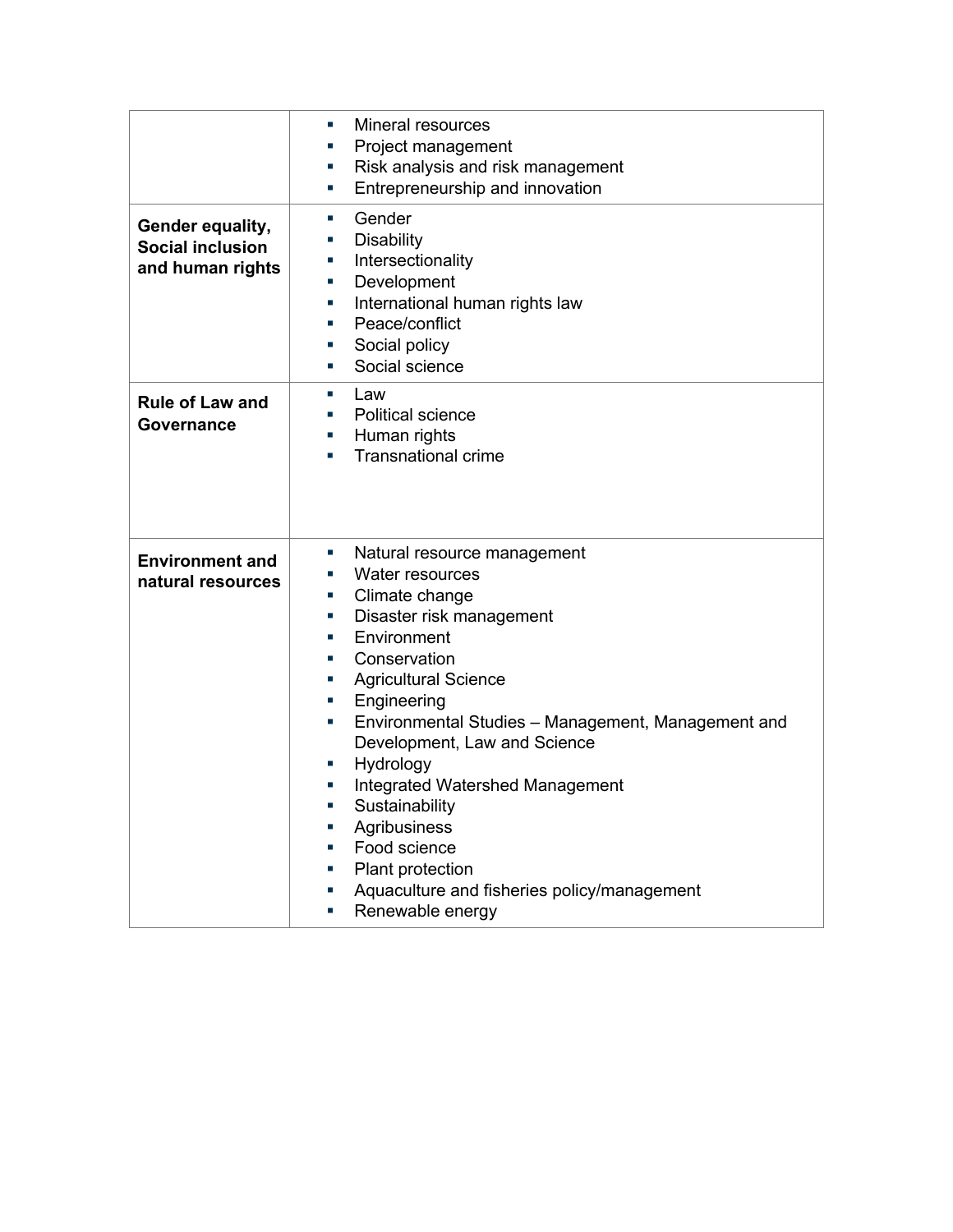| | |
|---|---|
| | ▪ Mineral resources<br>▪ Project management<br>▪ Risk analysis and risk management<br>▪ Entrepreneurship and innovation |
| **Gender equality, Social inclusion and human rights** | ▪ Gender<br>▪ Disability<br>▪ Intersectionality<br>▪ Development<br>▪ International human rights law<br>▪ Peace/conflict<br>▪ Social policy<br>▪ Social science |
| **Rule of Law and Governance** | ▪ Law<br>▪ Political science<br>▪ Human rights<br>▪ Transnational crime |
| **Environment and natural resources** | ▪ Natural resource management<br>▪ Water resources<br>▪ Climate change<br>▪ Disaster risk management<br>▪ Environment<br>▪ Conservation<br>▪ Agricultural Science<br>▪ Engineering<br>▪ Environmental Studies – Management, Management and Development, Law and Science<br>▪ Hydrology<br>▪ Integrated Watershed Management<br>▪ Sustainability<br>▪ Agribusiness<br>▪ Food science<br>▪ Plant protection<br>▪ Aquaculture and fisheries policy/management<br>▪ Renewable energy |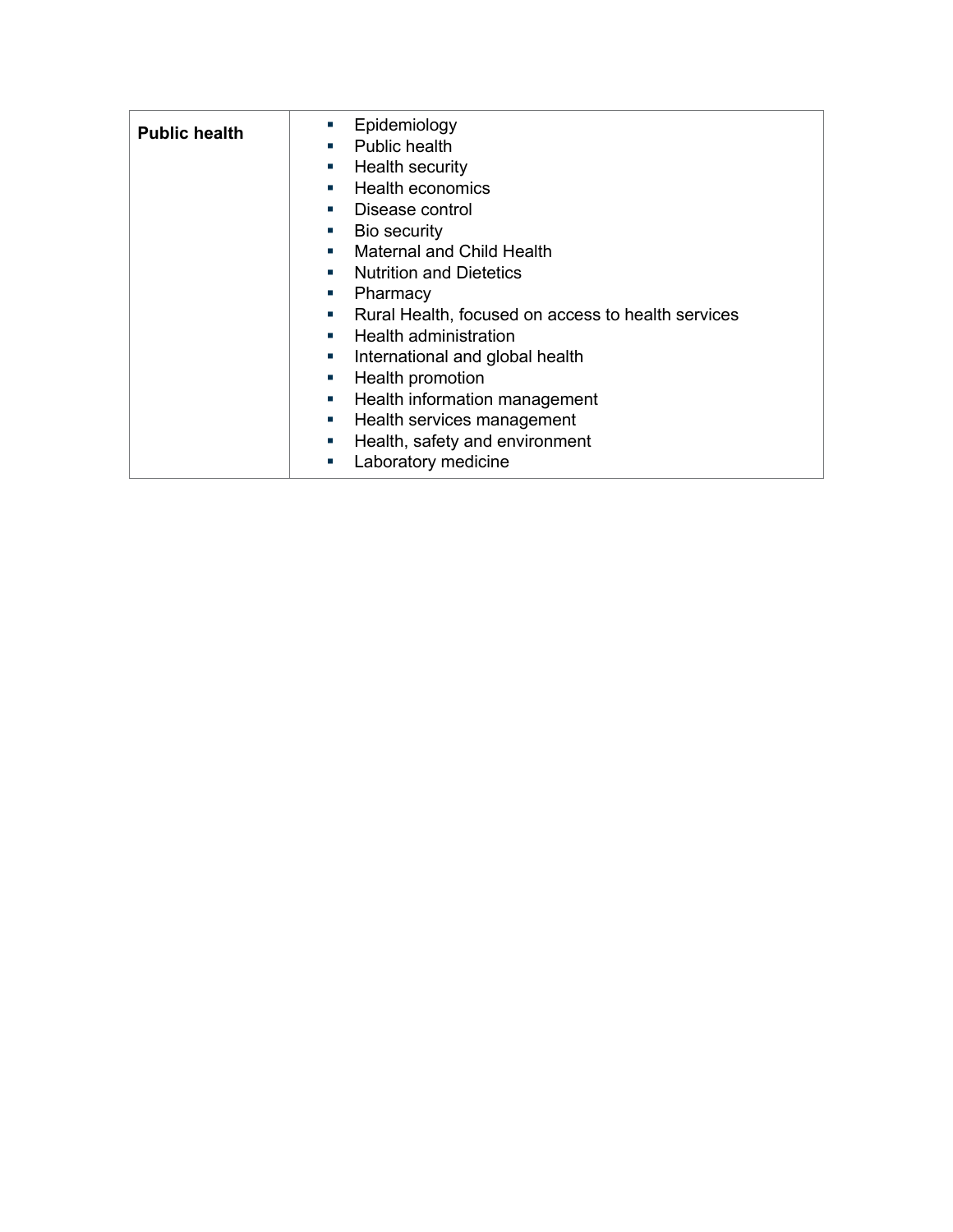| | |
|---|---|
| **Public health** | ▪ Epidemiology<br>▪ Public health<br>▪ Health security<br>▪ Health economics<br>▪ Disease control<br>▪ Bio security<br>▪ Maternal and Child Health<br>▪ Nutrition and Dietetics<br>▪ Pharmacy<br>▪ Rural Health, focused on access to health services<br>▪ Health administration<br>▪ International and global health<br>▪ Health promotion<br>▪ Health information management<br>▪ Health services management<br>▪ Health, safety and environment<br>▪ Laboratory medicine |